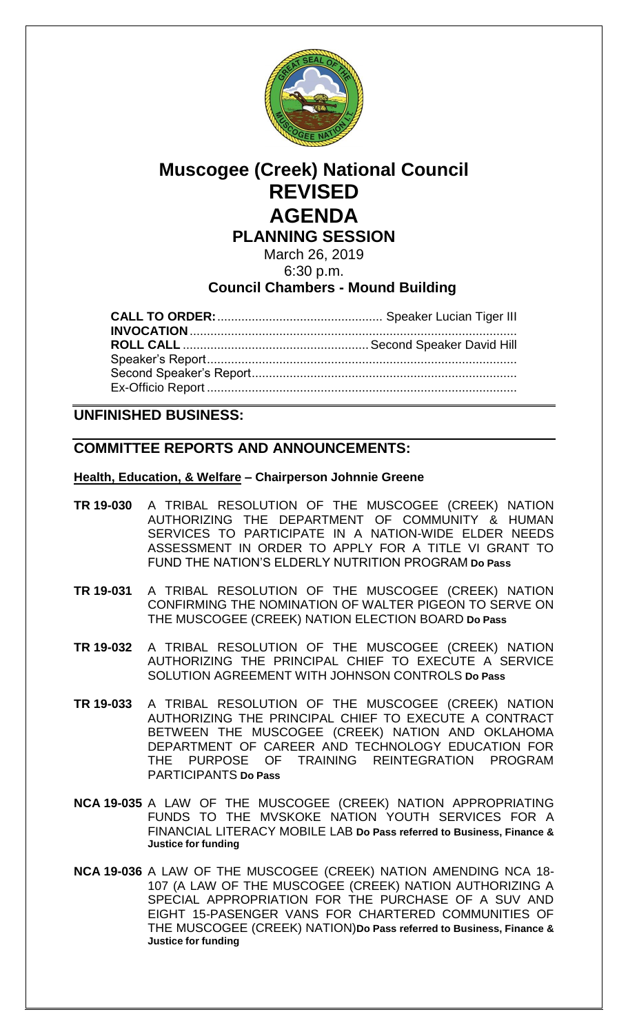# Muscogee (Creek) National Council

# REVISED

# AGENDA

## PLANNING SESSION

March 26, 2019

6:30 p.m.

**Council Chambers - Mound Building**

**CALL TO ORDER:** ................................................ Speaker Lucian Tiger III

**INVOCATION** ..........................................................................................

**ROLL CALL** ...................................................... Second Speaker David Hill

Speaker's Report ........................................................................................

Second Speaker's Report ............................................................................

Ex-Officio Report ........................................................................................

## UNFINISHED BUSINESS:

## COMMITTEE REPORTS AND ANNOUNCEMENTS:

**Health, Education, & Welfare – Chairperson Johnnie Greene**

**TR 19-030** A TRIBAL RESOLUTION OF THE MUSCOGEE (CREEK) NATION AUTHORIZING THE DEPARTMENT OF COMMUNITY & HUMAN SERVICES TO PARTICIPATE IN A NATION-WIDE ELDER NEEDS ASSESSMENT IN ORDER TO APPLY FOR A TITLE VI GRANT TO FUND THE NATION'S ELDERLY NUTRITION PROGRAM **Do Pass**

**TR 19-031** A TRIBAL RESOLUTION OF THE MUSCOGEE (CREEK) NATION CONFIRMING THE NOMINATION OF WALTER PIGEON TO SERVE ON THE MUSCOGEE (CREEK) NATION ELECTION BOARD **Do Pass**

**TR 19-032** A TRIBAL RESOLUTION OF THE MUSCOGEE (CREEK) NATION AUTHORIZING THE PRINCIPAL CHIEF TO EXECUTE A SERVICE SOLUTION AGREEMENT WITH JOHNSON CONTROLS **Do Pass**

**TR 19-033** A TRIBAL RESOLUTION OF THE MUSCOGEE (CREEK) NATION AUTHORIZING THE PRINCIPAL CHIEF TO EXECUTE A CONTRACT BETWEEN THE MUSCOGEE (CREEK) NATION AND OKLAHOMA DEPARTMENT OF CAREER AND TECHNOLOGY EDUCATION FOR THE PURPOSE OF TRAINING REINTEGRATION PROGRAM PARTICIPANTS **Do Pass**

**NCA 19-035** A LAW OF THE MUSCOGEE (CREEK) NATION APPROPRIATING FUNDS TO THE MVSKOKE NATION YOUTH SERVICES FOR A FINANCIAL LITERACY MOBILE LAB **Do Pass referred to Business, Finance & Justice for funding**

**NCA 19-036** A LAW OF THE MUSCOGEE (CREEK) NATION AMENDING NCA 18-107 (A LAW OF THE MUSCOGEE (CREEK) NATION AUTHORIZING A SPECIAL APPROPRIATION FOR THE PURCHASE OF A SUV AND EIGHT 15-PASENGER VANS FOR CHARTERED COMMUNITIES OF THE MUSCOGEE (CREEK) NATION)**Do Pass referred to Business, Finance & Justice for funding**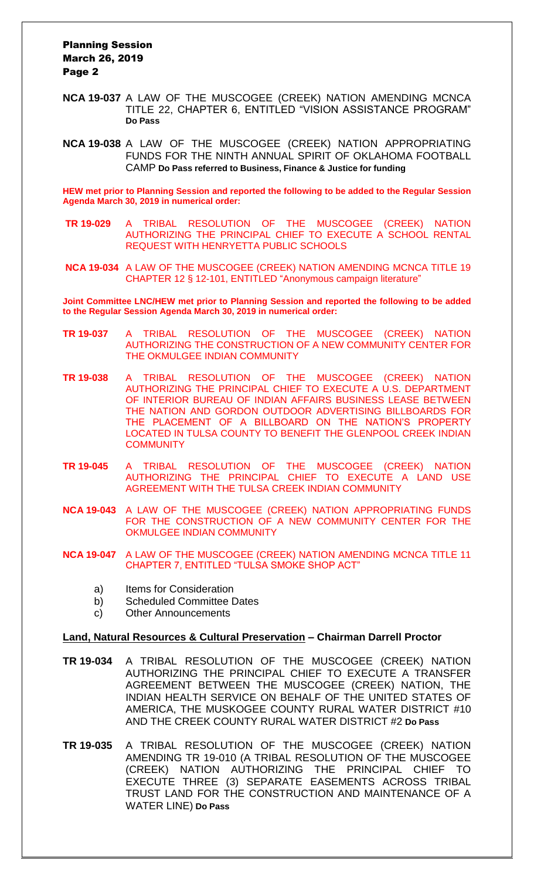**NCA 19-037** A LAW OF THE MUSCOGEE (CREEK) NATION AMENDING MCNCA TITLE 22, CHAPTER 6, ENTITLED "VISION ASSISTANCE PROGRAM" **Do Pass**

**NCA 19-038** A LAW OF THE MUSCOGEE (CREEK) NATION APPROPRIATING FUNDS FOR THE NINTH ANNUAL SPIRIT OF OKLAHOMA FOOTBALL CAMP **Do Pass referred to Business, Finance & Justice for funding**

**HEW met prior to Planning Session and reported the following to be added to the Regular Session Agenda March 30, 2019 in numerical order:**

**TR 19-029** A TRIBAL RESOLUTION OF THE MUSCOGEE (CREEK) NATION AUTHORIZING THE PRINCIPAL CHIEF TO EXECUTE A SCHOOL RENTAL REQUEST WITH HENRYETTA PUBLIC SCHOOLS

**NCA 19-034** A LAW OF THE MUSCOGEE (CREEK) NATION AMENDING MCNCA TITLE 19 CHAPTER 12 § 12-101, ENTITLED "Anonymous campaign literature"

**Joint Committee LNC/HEW met prior to Planning Session and reported the following to be added to the Regular Session Agenda March 30, 2019 in numerical order:**

**TR 19-037** A TRIBAL RESOLUTION OF THE MUSCOGEE (CREEK) NATION AUTHORIZING THE CONSTRUCTION OF A NEW COMMUNITY CENTER FOR THE OKMULGEE INDIAN COMMUNITY

**TR 19-038** A TRIBAL RESOLUTION OF THE MUSCOGEE (CREEK) NATION AUTHORIZING THE PRINCIPAL CHIEF TO EXECUTE A U.S. DEPARTMENT OF INTERIOR BUREAU OF INDIAN AFFAIRS BUSINESS LEASE BETWEEN THE NATION AND GORDON OUTDOOR ADVERTISING BILLBOARDS FOR THE PLACEMENT OF A BILLBOARD ON THE NATION'S PROPERTY LOCATED IN TULSA COUNTY TO BENEFIT THE GLENPOOL CREEK INDIAN COMMUNITY

**TR 19-045** A TRIBAL RESOLUTION OF THE MUSCOGEE (CREEK) NATION AUTHORIZING THE PRINCIPAL CHIEF TO EXECUTE A LAND USE AGREEMENT WITH THE TULSA CREEK INDIAN COMMUNITY

**NCA 19-043** A LAW OF THE MUSCOGEE (CREEK) NATION APPROPRIATING FUNDS FOR THE CONSTRUCTION OF A NEW COMMUNITY CENTER FOR THE OKMULGEE INDIAN COMMUNITY

**NCA 19-047** A LAW OF THE MUSCOGEE (CREEK) NATION AMENDING MCNCA TITLE 11 CHAPTER 7, ENTITLED "TULSA SMOKE SHOP ACT"

a) Items for Consideration
b) Scheduled Committee Dates
c) Other Announcements

**Land, Natural Resources & Cultural Preservation – Chairman Darrell Proctor**

**TR 19-034** A TRIBAL RESOLUTION OF THE MUSCOGEE (CREEK) NATION AUTHORIZING THE PRINCIPAL CHIEF TO EXECUTE A TRANSFER AGREEMENT BETWEEN THE MUSCOGEE (CREEK) NATION, THE INDIAN HEALTH SERVICE ON BEHALF OF THE UNITED STATES OF AMERICA, THE MUSKOGEE COUNTY RURAL WATER DISTRICT #10 AND THE CREEK COUNTY RURAL WATER DISTRICT #2 **Do Pass**

**TR 19-035** A TRIBAL RESOLUTION OF THE MUSCOGEE (CREEK) NATION AMENDING TR 19-010 (A TRIBAL RESOLUTION OF THE MUSCOGEE (CREEK) NATION AUTHORIZING THE PRINCIPAL CHIEF TO EXECUTE THREE (3) SEPARATE EASEMENTS ACROSS TRIBAL TRUST LAND FOR THE CONSTRUCTION AND MAINTENANCE OF A WATER LINE) **Do Pass**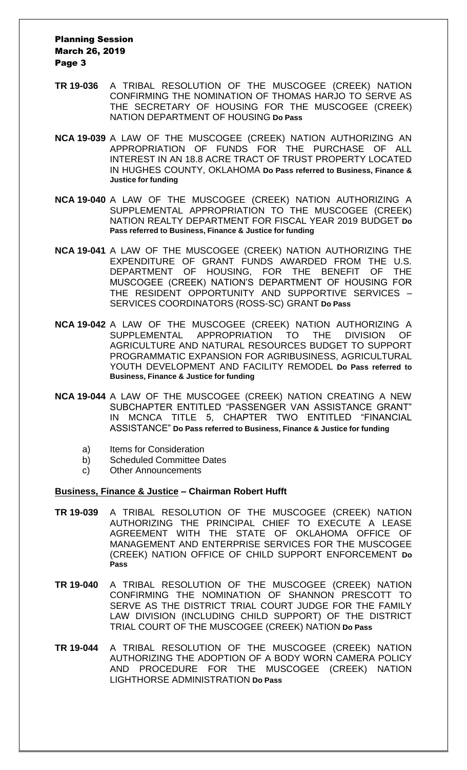**TR 19-036** A TRIBAL RESOLUTION OF THE MUSCOGEE (CREEK) NATION CONFIRMING THE NOMINATION OF THOMAS HARJO TO SERVE AS THE SECRETARY OF HOUSING FOR THE MUSCOGEE (CREEK) NATION DEPARTMENT OF HOUSING **Do Pass**

**NCA 19-039** A LAW OF THE MUSCOGEE (CREEK) NATION AUTHORIZING AN APPROPRIATION OF FUNDS FOR THE PURCHASE OF ALL INTEREST IN AN 18.8 ACRE TRACT OF TRUST PROPERTY LOCATED IN HUGHES COUNTY, OKLAHOMA **Do Pass referred to Business, Finance & Justice for funding**

**NCA 19-040** A LAW OF THE MUSCOGEE (CREEK) NATION AUTHORIZING A SUPPLEMENTAL APPROPRIATION TO THE MUSCOGEE (CREEK) NATION REALTY DEPARTMENT FOR FISCAL YEAR 2019 BUDGET **Do Pass referred to Business, Finance & Justice for funding**

**NCA 19-041** A LAW OF THE MUSCOGEE (CREEK) NATION AUTHORIZING THE EXPENDITURE OF GRANT FUNDS AWARDED FROM THE U.S. DEPARTMENT OF HOUSING, FOR THE BENEFIT OF THE MUSCOGEE (CREEK) NATION'S DEPARTMENT OF HOUSING FOR THE RESIDENT OPPORTUNITY AND SUPPORTIVE SERVICES – SERVICES COORDINATORS (ROSS-SC) GRANT **Do Pass**

**NCA 19-042** A LAW OF THE MUSCOGEE (CREEK) NATION AUTHORIZING A SUPPLEMENTAL APPROPRIATION TO THE DIVISION OF AGRICULTURE AND NATURAL RESOURCES BUDGET TO SUPPORT PROGRAMMATIC EXPANSION FOR AGRIBUSINESS, AGRICULTURAL YOUTH DEVELOPMENT AND FACILITY REMODEL **Do Pass referred to Business, Finance & Justice for funding**

**NCA 19-044** A LAW OF THE MUSCOGEE (CREEK) NATION CREATING A NEW SUBCHAPTER ENTITLED "PASSENGER VAN ASSISTANCE GRANT" IN MCNCA TITLE 5, CHAPTER TWO ENTITLED "FINANCIAL ASSISTANCE" **Do Pass referred to Business, Finance & Justice for funding**

a) Items for Consideration
b) Scheduled Committee Dates
c) Other Announcements

**Business, Finance & Justice – Chairman Robert Hufft**

**TR 19-039** A TRIBAL RESOLUTION OF THE MUSCOGEE (CREEK) NATION AUTHORIZING THE PRINCIPAL CHIEF TO EXECUTE A LEASE AGREEMENT WITH THE STATE OF OKLAHOMA OFFICE OF MANAGEMENT AND ENTERPRISE SERVICES FOR THE MUSCOGEE (CREEK) NATION OFFICE OF CHILD SUPPORT ENFORCEMENT **Do Pass**

**TR 19-040** A TRIBAL RESOLUTION OF THE MUSCOGEE (CREEK) NATION CONFIRMING THE NOMINATION OF SHANNON PRESCOTT TO SERVE AS THE DISTRICT TRIAL COURT JUDGE FOR THE FAMILY LAW DIVISION (INCLUDING CHILD SUPPORT) OF THE DISTRICT TRIAL COURT OF THE MUSCOGEE (CREEK) NATION **Do Pass**

**TR 19-044** A TRIBAL RESOLUTION OF THE MUSCOGEE (CREEK) NATION AUTHORIZING THE ADOPTION OF A BODY WORN CAMERA POLICY AND PROCEDURE FOR THE MUSCOGEE (CREEK) NATION LIGHTHORSE ADMINISTRATION **Do Pass**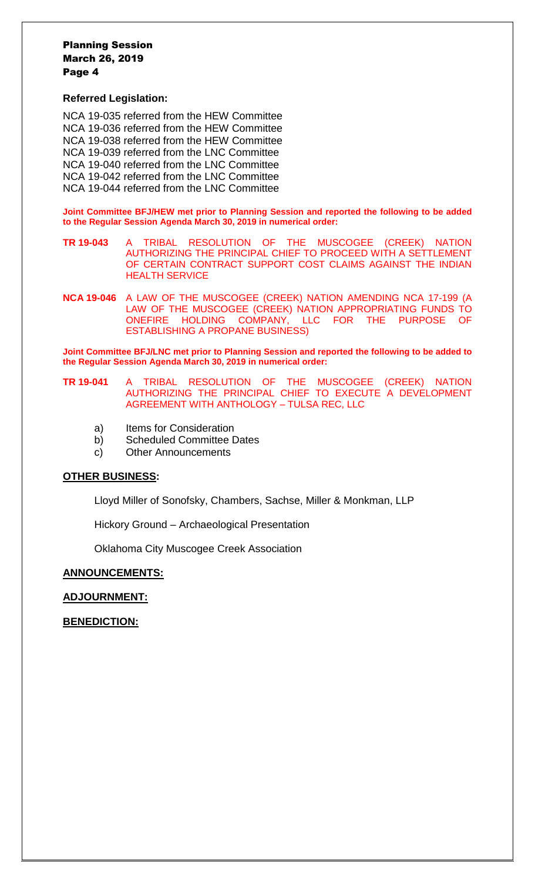**Referred Legislation:**

NCA 19-035 referred from the HEW Committee
NCA 19-036 referred from the HEW Committee
NCA 19-038 referred from the HEW Committee
NCA 19-039 referred from the LNC Committee
NCA 19-040 referred from the LNC Committee
NCA 19-042 referred from the LNC Committee
NCA 19-044 referred from the LNC Committee

**Joint Committee BFJ/HEW met prior to Planning Session and reported the following to be added to the Regular Session Agenda March 30, 2019 in numerical order:**

**TR 19-043** A TRIBAL RESOLUTION OF THE MUSCOGEE (CREEK) NATION AUTHORIZING THE PRINCIPAL CHIEF TO PROCEED WITH A SETTLEMENT OF CERTAIN CONTRACT SUPPORT COST CLAIMS AGAINST THE INDIAN HEALTH SERVICE

**NCA 19-046** A LAW OF THE MUSCOGEE (CREEK) NATION AMENDING NCA 17-199 (A LAW OF THE MUSCOGEE (CREEK) NATION APPROPRIATING FUNDS TO ONEFIRE HOLDING COMPANY, LLC FOR THE PURPOSE OF ESTABLISHING A PROPANE BUSINESS)

**Joint Committee BFJ/LNC met prior to Planning Session and reported the following to be added to the Regular Session Agenda March 30, 2019 in numerical order:**

**TR 19-041** A TRIBAL RESOLUTION OF THE MUSCOGEE (CREEK) NATION AUTHORIZING THE PRINCIPAL CHIEF TO EXECUTE A DEVELOPMENT AGREEMENT WITH ANTHOLOGY – TULSA REC, LLC

a) Items for Consideration
b) Scheduled Committee Dates
c) Other Announcements

**OTHER BUSINESS:**

Lloyd Miller of Sonofsky, Chambers, Sachse, Miller & Monkman, LLP

Hickory Ground – Archaeological Presentation

Oklahoma City Muscogee Creek Association

**ANNOUNCEMENTS:**

**ADJOURNMENT:**

**BENEDICTION:**